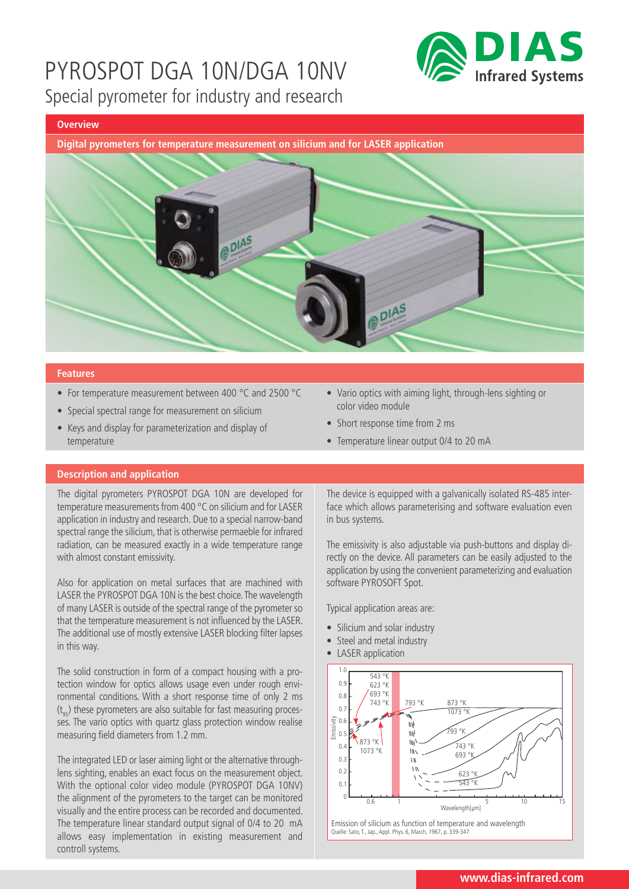# PYROSPOT DGA 10N/DGA 10NV

Special pyrometer for industry and research

## Overview

**Digital pyrometers for temperature measurement on silicium and for LASER application**

## Features

- For temperature measurement between 400 °C and 2500 °C
- Special spectral range for measurement on silicium
- Keys and display for parameterization and display of temperature
- Vario optics with aiming light, through-lens sighting or color video module
- Short response time from 2 ms
- Temperature linear output 0/4 to 20 mA

## Description and application

The digital pyrometers PYROSPOT DGA 10N are developed for temperature measurements from 400 °C on silicium and for LASER application in industry and research. Due to a special narrow-band spectral range the silicium, that is otherwise permaeble for infrared radiation, can be measured exactly in a wide temperature range with almost constant emissivity.

Also for application on metal surfaces that are machined with LASER the PYROSPOT DGA 10N is the best choice. The wavelength of many LASER is outside of the spectral range of the pyrometer so that the temperature measurement is not influenced by the LASER. The additional use of mostly extensive LASER blocking filter lapses in this way.

The solid construction in form of a compact housing with a protection window for optics allows usage even under rough environmental conditions. With a short response time of only 2 ms ($t_{95}$) these pyrometers are also suitable for fast measuring processes. The vario optics with quartz glass protection window realise measuring field diameters from 1.2 mm.

The integrated LED or laser aiming light or the alternative through-lens sighting, enables an exact focus on the measurement object. With the optional color video module (PYROSPOT DGA 10NV) the alignment of the pyrometers to the target can be monitored visually and the entire process can be recorded and documented. The temperature linear standard output signal of 0/4 to 20 mA allows easy implementation in existing measurement and controll systems.

The device is equipped with a galvanically isolated RS-485 interface which allows parameterising and software evaluation even in bus systems.

The emissivity is also adjustable via push-buttons and display directly on the device. All parameters can be easily adjusted to the application by using the convenient parameterizing and evaluation software PYROSOFT Spot.

Typical application areas are:

- Silicium and solar industry
- Steel and metal industry
- LASER application

Emission of silicium as function of temperature and wavelength
Quelle: Sato, T., Jap., Appl. Phys. 6, March, 1967, p. 339-347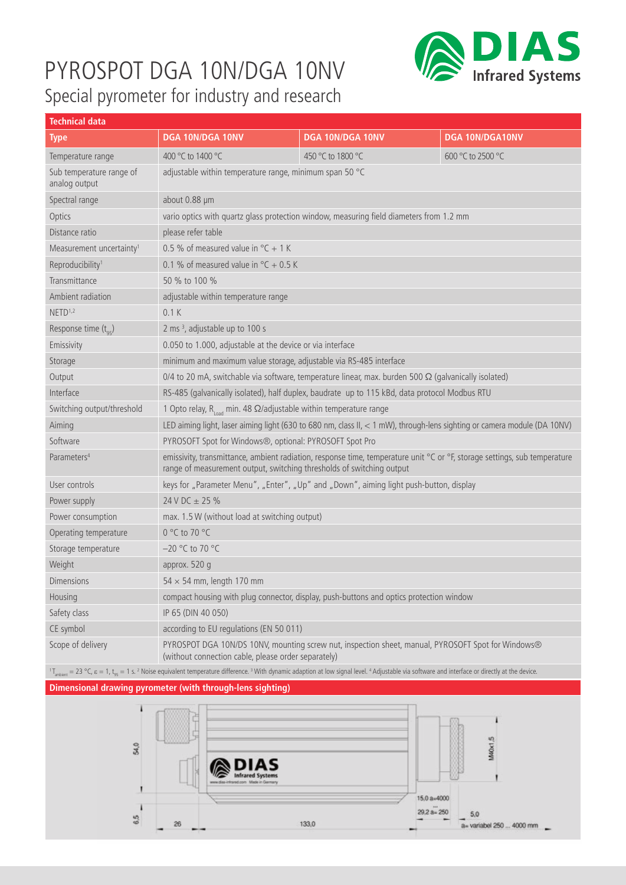# PYROSPOT DGA 10N/DGA 10NV

## Special pyrometer for industry and research

| Technical data | | | |
|---|---|---|---|
| **Type** | **DGA 10N/DGA 10NV** | **DGA 10N/DGA 10NV** | **DGA 10N/DGA10NV** |
| Temperature range | 400 °C to 1400 °C | 450 °C to 1800 °C | 600 °C to 2500 °C |
| Sub temperature range of analog output | adjustable within temperature range, minimum span 50 °C | | |
| Spectral range | about 0.88 µm | | |
| Optics | vario optics with quartz glass protection window, measuring field diameters from 1.2 mm | | |
| Distance ratio | please refer table | | |
| Measurement uncertainty[1] | 0.5 % of measured value in °C + 1 K | | |
| Reproducibility[1] | 0.1 % of measured value in °C + 0.5 K | | |
| Transmittance | 50 % to 100 % | | |
| Ambient radiation | adjustable within temperature range | | |
| NETD[1,2] | 0.1 K | | |
| Response time ($t_{95}$) | 2 ms [3], adjustable up to 100 s | | |
| Emissivity | 0.050 to 1.000, adjustable at the device or via interface | | |
| Storage | minimum and maximum value storage, adjustable via RS-485 interface | | |
| Output | 0/4 to 20 mA, switchable via software, temperature linear, max. burden 500 Ω (galvanically isolated) | | |
| Interface | RS-485 (galvanically isolated), half duplex, baudrate up to 115 kBd, data protocol Modbus RTU | | |
| Switching output/threshold | 1 Opto relay, $R_{Load}$ min. 48 Ω/adjustable within temperature range | | |
| Aiming | LED aiming light, laser aiming light (630 to 680 nm, class II, < 1 mW), through-lens sighting or camera module (DA 10NV) | | |
| Software | PYROSOFT Spot for Windows®, optional: PYROSOFT Spot Pro | | |
| Parameters[4] | emissivity, transmittance, ambient radiation, response time, temperature unit °C or °F, storage settings, sub temperature range of measurement output, switching thresholds of switching output | | |
| User controls | keys for „Parameter Menu", „Enter", „Up" and „Down", aiming light push-button, display | | |
| Power supply | 24 V DC ± 25 % | | |
| Power consumption | max. 1.5 W (without load at switching output) | | |
| Operating temperature | 0 °C to 70 °C | | |
| Storage temperature | –20 °C to 70 °C | | |
| Weight | approx. 520 g | | |
| Dimensions | 54 × 54 mm, length 170 mm | | |
| Housing | compact housing with plug connector, display, push-buttons and optics protection window | | |
| Safety class | IP 65 (DIN 40 050) | | |
| CE symbol | according to EU regulations (EN 50 011) | | |
| Scope of delivery | PYROSPOT DGA 10N/DS 10NV, mounting screw nut, inspection sheet, manual, PYROSOFT Spot for Windows® (without connection cable, please order separately) | | |

[1] $T_{ambient}$ = 23 °C, ε = 1, $t_{95}$ = 1 s. [2] Noise equivalent temperature difference. [3] With dynamic adaption at low signal level. [4] Adjustable via software and interface or directly at the device.

**Dimensional drawing pyrometer (with through-lens sighting)**

54,0 · 6,5 · 26 · 133,0 · 15,0 a=4000 · 29,2 a= 250 · 5,0 · a= variabel 250 ... 4000 mm · M40x1,5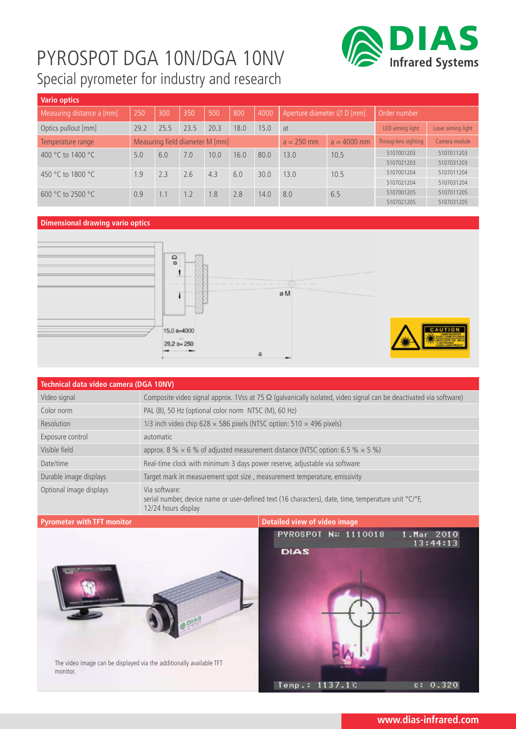# PYROSPOT DGA 10N/DGA 10NV

## Special pyrometer for industry and research

### Vario optics

| Measuring distance a [mm] | 250 | 300 | 350 | 500 | 800 | 4000 | Aperture diameter ∅ D [mm] | | Order number | |
|---|---|---|---|---|---|---|---|---|---|---|
| Optics pullout [mm] | 29.2 | 25.5 | 23.5 | 20.3 | 18.0 | 15.0 | at | | LED aiming light | Laser aiming light |
| Temperature range | Measuring field diameter M [mm] | | | | | | a = 250 mm | a = 4000 mm | Throug-lens sighting | Camera module |
| 400 °C to 1400 °C | 5.0 | 6.0 | 7.0 | 10.0 | 16.0 | 80.0 | 13.0 | 10.5 | 5107001203<br>5107021203 | 5107011203<br>5107031203 |
| 450 °C to 1800 °C | 1.9 | 2.3 | 2.6 | 4.3 | 6.0 | 30.0 | 13.0 | 10.5 | 5107001204<br>5107021204 | 5107011204<br>5107031204 |
| 600 °C to 2500 °C | 0.9 | 1.1 | 1.2 | 1.8 | 2.8 | 14.0 | 8.0 | 6.5 | 5107001205<br>5107021205 | 5107011205<br>5107031205 |

### Dimensional drawing vario optics

øD

øM

15,0 a=4000

29,2 a= 250

a

### Technical data video camera (DGA 10NV)

| | |
|---|---|
| Video signal | Composite video signal approx. 1Vss at 75 Ω (galvanically isolated, video signal can be deactivated via software) |
| Color norm | PAL (B), 50 Hz (optional color norm NTSC (M), 60 Hz) |
| Resolution | 1/3 inch video chip 628 × 586 pixels (NTSC option: 510 × 496 pixels) |
| Exposure control | automatic |
| Visible field | approx. 8 % × 6 % of adjusted measurement distance (NTSC option: 6.5 % × 5 %) |
| Date/time | Real-time clock with minimum 3 days power reserve, adjustable via software |
| Durable image displays | Target mark in measurement spot size , measurement temperature, emissivity |
| Optional image displays | Via software:<br>serial number, device name or user-defined text (16 characters), date, time, temperature unit °C/°F, 12/24 hours display |

### Pyrometer with TFT monitor

The video image can be displayed via the additionally available TFT monitor.

### Detailed view of video image

PYROSPOT Nº: 1110018 1.Mar 2010 13:44:13

DIAS

Temp.: 1137.1°C ε: 0.320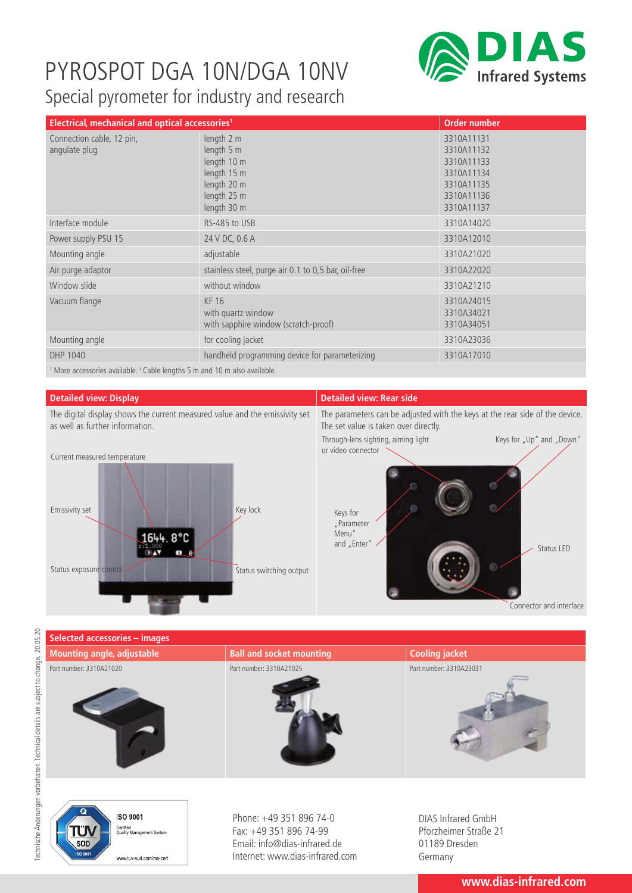# PYROSPOT DGA 10N/DGA 10NV

## Special pyrometer for industry and research

DIAS Infrared Systems

| Electrical, mechanical and optical accessories[1] | | Order number |
|---|---|---|
| Connection cable, 12 pin, angulate plug | length 2 m<br>length 5 m<br>length 10 m<br>length 15 m<br>length 20 m<br>length 25 m<br>length 30 m | 3310A11131<br>3310A11132<br>3310A11133<br>3310A11134<br>3310A11135<br>3310A11136<br>3310A11137 |
| Interface module | RS-485 to USB | 3310A14020 |
| Power supply PSU 15 | 24 V DC, 0.6 A | 3310A12010 |
| Mounting angle | adjustable | 3310A21020 |
| Air purge adaptor | stainless steel, purge air 0.1 to 0,5 bar, oil-free | 3310A22020 |
| Window slide | without window | 3310A21210 |
| Vacuum flange | KF 16<br>with quartz window<br>with sapphire window (scratch-proof) | 3310A24015<br>3310A34021<br>3310A34051 |
| Mounting angle | for cooling jacket | 3310A23036 |
| DHP 1040 | handheld programming device for parameterizing | 3310A17010 |

[1] More accessories available. [2] Cable lengths 5 m and 10 m also available.

### Detailed view: Display

The digital display shows the current measured value and the emissivity set as well as further information.

Current measured temperature

Emissivity set

Key lock

Status exposure control

Status switching output

### Detailed view: Rear side

The parameters can be adjusted with the keys at the rear side of the device. The set value is taken over directly.

Through-lens sighting, aiming light or video connector

Keys for „Up" and „Down"

Keys for „Parameter Menu" and „Enter"

Status LED

Connector and interface

### Selected accessories – images

| Mounting angle, adjustable | Ball and socket mounting | Cooling jacket |
|---|---|---|
| Part number: 3310A21020 | Part number: 3310A21025 | Part number: 3310A23031 |

ISO 9001 Certified Quality Management System
www.tuv-sud.com/ms-cert

Phone: +49 351 896 74-0
Fax: +49 351 896 74-99
Email: info@dias-infrared.de
Internet: www.dias-infrared.com

DIAS Infrared GmbH
Pforzheimer Straße 21
01189 Dresden
Germany

Technische Änderungen vorbehalten. Technical details are subject to change. 20.05.20

www.dias-infrared.com